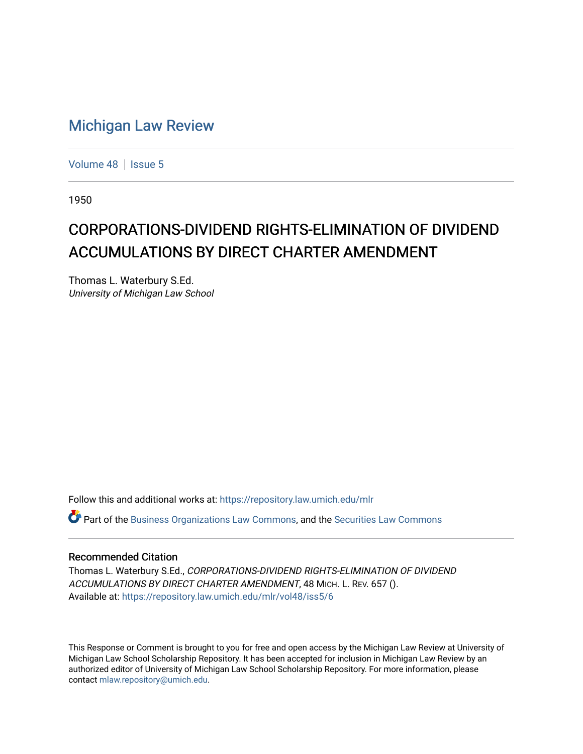# Michigan Law Review

Volume 48 | Issue 5

1950

## CORPORATIONS-DIVIDEND RIGHTS-ELIMINATION OF DIVIDEND ACCUMULATIONS BY DIRECT CHARTER AMENDMENT

Thomas L. Waterbury S.Ed.
*University of Michigan Law School*

Follow this and additional works at: https://repository.law.umich.edu/mlr

Part of the Business Organizations Law Commons, and the Securities Law Commons

### Recommended Citation

Thomas L. Waterbury S.Ed., *CORPORATIONS-DIVIDEND RIGHTS-ELIMINATION OF DIVIDEND ACCUMULATIONS BY DIRECT CHARTER AMENDMENT*, 48 MICH. L. REV. 657 ().
Available at: https://repository.law.umich.edu/mlr/vol48/iss5/6

This Response or Comment is brought to you for free and open access by the Michigan Law Review at University of Michigan Law School Scholarship Repository. It has been accepted for inclusion in Michigan Law Review by an authorized editor of University of Michigan Law School Scholarship Repository. For more information, please contact mlaw.repository@umich.edu.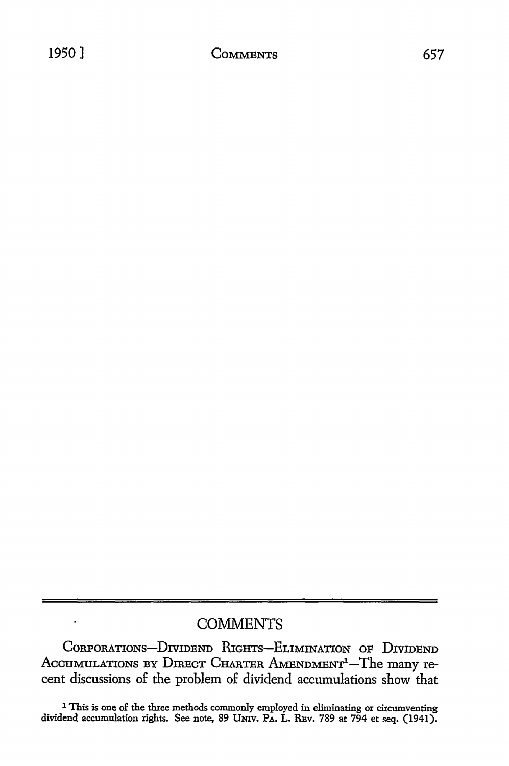# COMMENTS

CORPORATIONS—DIVIDEND RIGHTS—ELIMINATION OF DIVIDEND ACCUMULATIONS BY DIRECT CHARTER AMENDMENT[1]—The many recent discussions of the problem of dividend accumulations show that

[1] This is one of the three methods commonly employed in eliminating or circumventing dividend accumulation rights. See note, 89 UNIV. PA. L. REV. 789 at 794 et seq. (1941).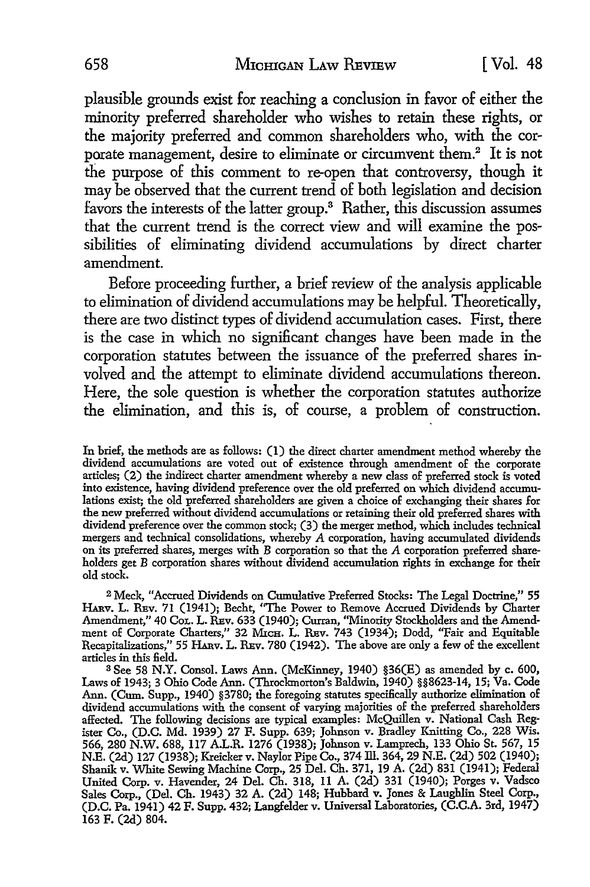plausible grounds exist for reaching a conclusion in favor of either the minority preferred shareholder who wishes to retain these rights, or the majority preferred and common shareholders who, with the corporate management, desire to eliminate or circumvent them.[2] It is not the purpose of this comment to re-open that controversy, though it may be observed that the current trend of both legislation and decision favors the interests of the latter group.[3] Rather, this discussion assumes that the current trend is the correct view and will examine the possibilities of eliminating dividend accumulations by direct charter amendment.

Before proceeding further, a brief review of the analysis applicable to elimination of dividend accumulations may be helpful. Theoretically, there are two distinct types of dividend accumulation cases. First, there is the case in which no significant changes have been made in the corporation statutes between the issuance of the preferred shares involved and the attempt to eliminate dividend accumulations thereon. Here, the sole question is whether the corporation statutes authorize the elimination, and this is, of course, a problem of construction.

In brief, the methods are as follows: (1) the direct charter amendment method whereby the dividend accumulations are voted out of existence through amendment of the corporate articles; (2) the indirect charter amendment whereby a new class of preferred stock is voted into existence, having dividend preference over the old preferred on which dividend accumulations exist; the old preferred shareholders are given a choice of exchanging their shares for the new preferred without dividend accumulations or retaining their old preferred shares with dividend preference over the common stock; (3) the merger method, which includes technical mergers and technical consolidations, whereby *A* corporation, having accumulated dividends on its preferred shares, merges with *B* corporation so that the *A* corporation preferred shareholders get *B* corporation shares without dividend accumulation rights in exchange for their old stock.

[2] Meck, "Accrued Dividends on Cumulative Preferred Stocks: The Legal Doctrine," 55 HARV. L. REV. 71 (1941); Becht, "The Power to Remove Accrued Dividends by Charter Amendment," 40 COL. L. REV. 633 (1940); Curran, "Minority Stockholders and the Amendment of Corporate Charters," 32 MICH. L. REV. 743 (1934); Dodd, "Fair and Equitable Recapitalizations," 55 HARV. L. REV. 780 (1942). The above are only a few of the excellent articles in this field.

[3] See 58 N.Y. Consol. Laws Ann. (McKinney, 1940) §36(E) as amended by c. 600, Laws of 1943; 3 Ohio Code Ann. (Throckmorton's Baldwin, 1940) §§8623-14, 15; Va. Code Ann. (Cum. Supp., 1940) §3780; the foregoing statutes specifically authorize elimination of dividend accumulations with the consent of varying majorities of the preferred shareholders affected. The following decisions are typical examples: McQuillen v. National Cash Register Co., (D.C. Md. 1939) 27 F. Supp. 639; Johnson v. Bradley Knitting Co., 228 Wis. 566, 280 N.W. 688, 117 A.L.R. 1276 (1938); Johnson v. Lamprech, 133 Ohio St. 567, 15 N.E. (2d) 127 (1938); Kreicker v. Naylor Pipe Co., 374 Ill. 364, 29 N.E. (2d) 502 (1940); Shanik v. White Sewing Machine Corp., 25 Del. Ch. 371, 19 A. (2d) 831 (1941); Federal United Corp. v. Havender, 24 Del. Ch. 318, 11 A. (2d) 331 (1940); Porges v. Vadsco Sales Corp., (Del. Ch. 1943) 32 A. (2d) 148; Hubbard v. Jones & Laughlin Steel Corp., (D.C. Pa. 1941) 42 F. Supp. 432; Langfelder v. Universal Laboratories, (C.C.A. 3rd, 1947) 163 F. (2d) 804.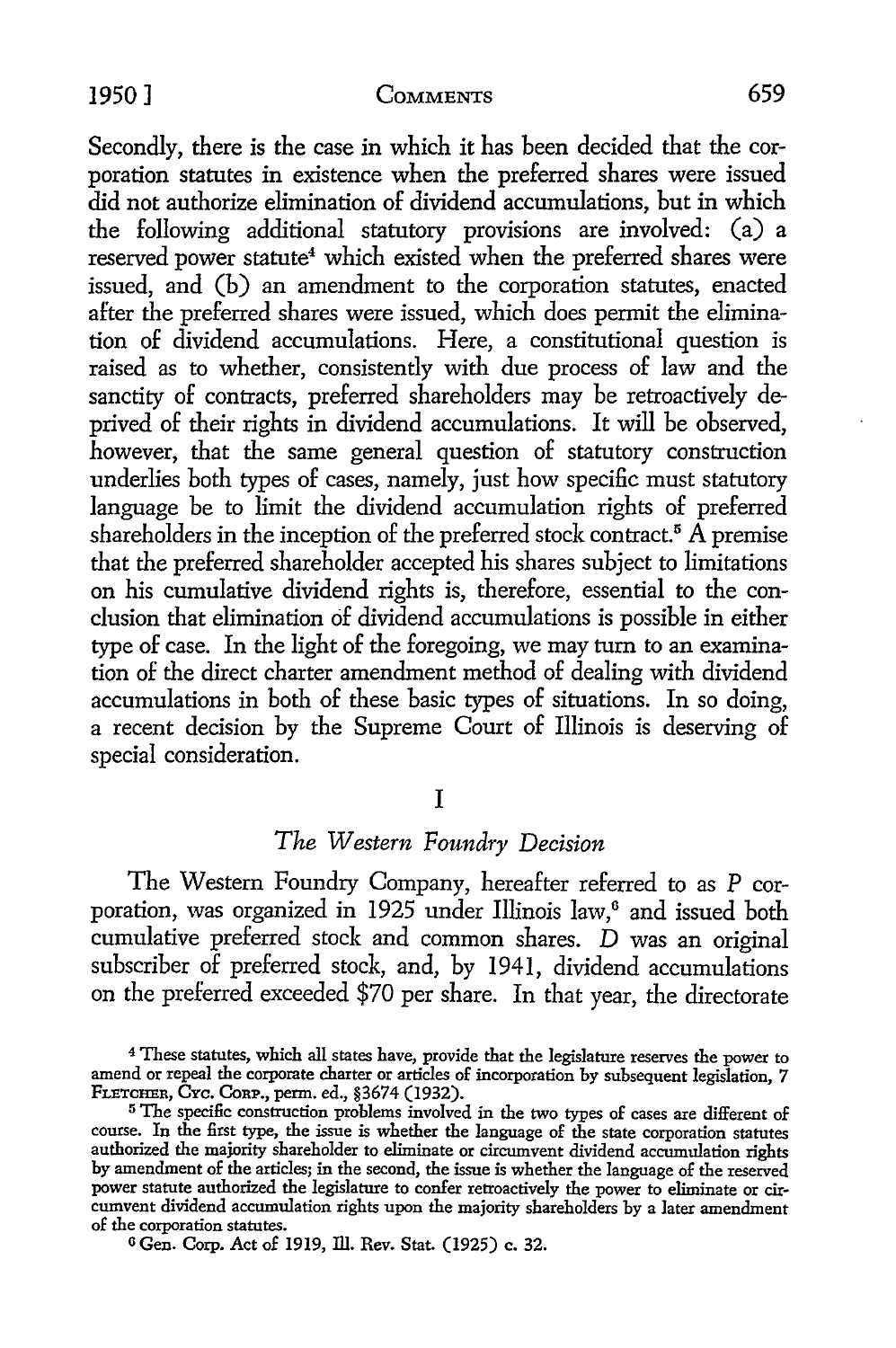Secondly, there is the case in which it has been decided that the corporation statutes in existence when the preferred shares were issued did not authorize elimination of dividend accumulations, but in which the following additional statutory provisions are involved: (a) a reserved power statute[4] which existed when the preferred shares were issued, and (b) an amendment to the corporation statutes, enacted after the preferred shares were issued, which does permit the elimination of dividend accumulations. Here, a constitutional question is raised as to whether, consistently with due process of law and the sanctity of contracts, preferred shareholders may be retroactively deprived of their rights in dividend accumulations. It will be observed, however, that the same general question of statutory construction underlies both types of cases, namely, just how specific must statutory language be to limit the dividend accumulation rights of preferred shareholders in the inception of the preferred stock contract.[5] A premise that the preferred shareholder accepted his shares subject to limitations on his cumulative dividend rights is, therefore, essential to the conclusion that elimination of dividend accumulations is possible in either type of case. In the light of the foregoing, we may turn to an examination of the direct charter amendment method of dealing with dividend accumulations in both of these basic types of situations. In so doing, a recent decision by the Supreme Court of Illinois is deserving of special consideration.

## I

### *The Western Foundry Decision*

The Western Foundry Company, hereafter referred to as *P* corporation, was organized in 1925 under Illinois law,[6] and issued both cumulative preferred stock and common shares. *D* was an original subscriber of preferred stock, and, by 1941, dividend accumulations on the preferred exceeded $70 per share. In that year, the directorate

---

[4] These statutes, which all states have, provide that the legislature reserves the power to amend or repeal the corporate charter or articles of incorporation by subsequent legislation, 7 FLETCHER, CYC. CORP., perm. ed., §3674 (1932).

[5] The specific construction problems involved in the two types of cases are different of course. In the first type, the issue is whether the language of the state corporation statutes authorized the majority shareholder to eliminate or circumvent dividend accumulation rights by amendment of the articles; in the second, the issue is whether the language of the reserved power statute authorized the legislature to confer retroactively the power to eliminate or circumvent dividend accumulation rights upon the majority shareholders by a later amendment of the corporation statutes.

[6] Gen. Corp. Act of 1919, Ill. Rev. Stat. (1925) c. 32.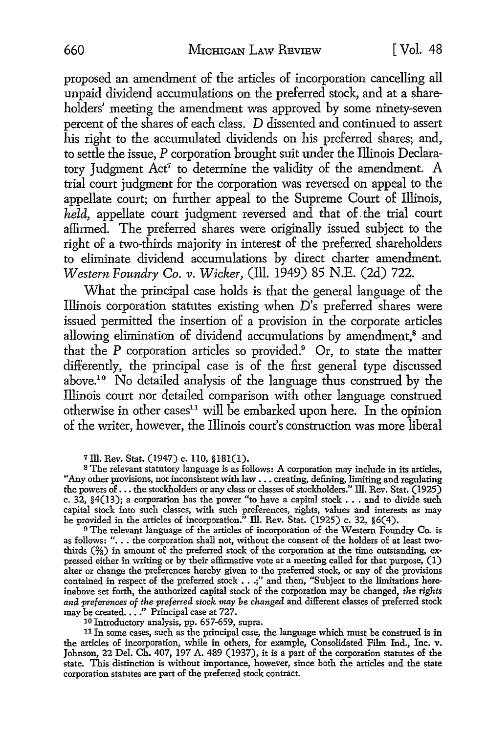proposed an amendment of the articles of incorporation cancelling all unpaid dividend accumulations on the preferred stock, and at a shareholders' meeting the amendment was approved by some ninety-seven percent of the shares of each class. *D* dissented and continued to assert his right to the accumulated dividends on his preferred shares; and, to settle the issue, *P* corporation brought suit under the Illinois Declaratory Judgment Act[7] to determine the validity of the amendment. A trial court judgment for the corporation was reversed on appeal to the appellate court; on further appeal to the Supreme Court of Illinois, *held,* appellate court judgment reversed and that of the trial court affirmed. The preferred shares were originally issued subject to the right of a two-thirds majority in interest of the preferred shareholders to eliminate dividend accumulations by direct charter amendment. *Western Foundry Co. v. Wicker,* (Ill. 1949) 85 N.E. (2d) 722.

What the principal case holds is that the general language of the Illinois corporation statutes existing when *D*'s preferred shares were issued permitted the insertion of a provision in the corporate articles allowing elimination of dividend accumulations by amendment,[8] and that the *P* corporation articles so provided.[9] Or, to state the matter differently, the principal case is of the first general type discussed above.[10] No detailed analysis of the language thus construed by the Illinois court nor detailed comparison with other language construed otherwise in other cases[11] will be embarked upon here. In the opinion of the writer, however, the Illinois court's construction was more liberal

---

[7] Ill. Rev. Stat. (1947) c. 110, §181(1).

[8] The relevant statutory language is as follows: A corporation may include in its articles, "Any other provisions, not inconsistent with law . . . creating, defining, limiting and regulating the powers of . . . the stockholders or any class or classes of stockholders." Ill. Rev. Stat. (1925) c. 32, §4(13); a corporation has the power "to have a capital stock . . . and to divide such capital stock into such classes, with such preferences, rights, values and interests as may be provided in the articles of incorporation." Ill. Rev. Stat. (1925) c. 32, §6(4).

[9] The relevant language of the articles of incorporation of the Western Foundry Co. is as follows: ". . . the corporation shall not, without the consent of the holders of at least two-thirds (⅔) in amount of the preferred stock of the corporation at the time outstanding, expressed either in writing or by their affirmative vote at a meeting called for that purpose, (1) alter or change the preferences hereby given to the preferred stock, or any of the provisions contained in respect of the preferred stock . . .;" and then, "Subject to the limitations hereinabove set forth, the authorized capital stock of the corporation may be changed, *the rights and preferences of the preferred stock may be changed* and different classes of preferred stock may be created. . . ." Principal case at 727.

[10] Introductory analysis, pp. 657-659, supra.

[11] In some cases, such as the principal case, the language which must be construed is in the articles of incorporation, while in others, for example, Consolidated Film Ind., Inc. v. Johnson, 22 Del. Ch. 407, 197 A. 489 (1937), it is a part of the corporation statutes of the state. This distinction is without importance, however, since both the articles and the state corporation statutes are part of the preferred stock contract.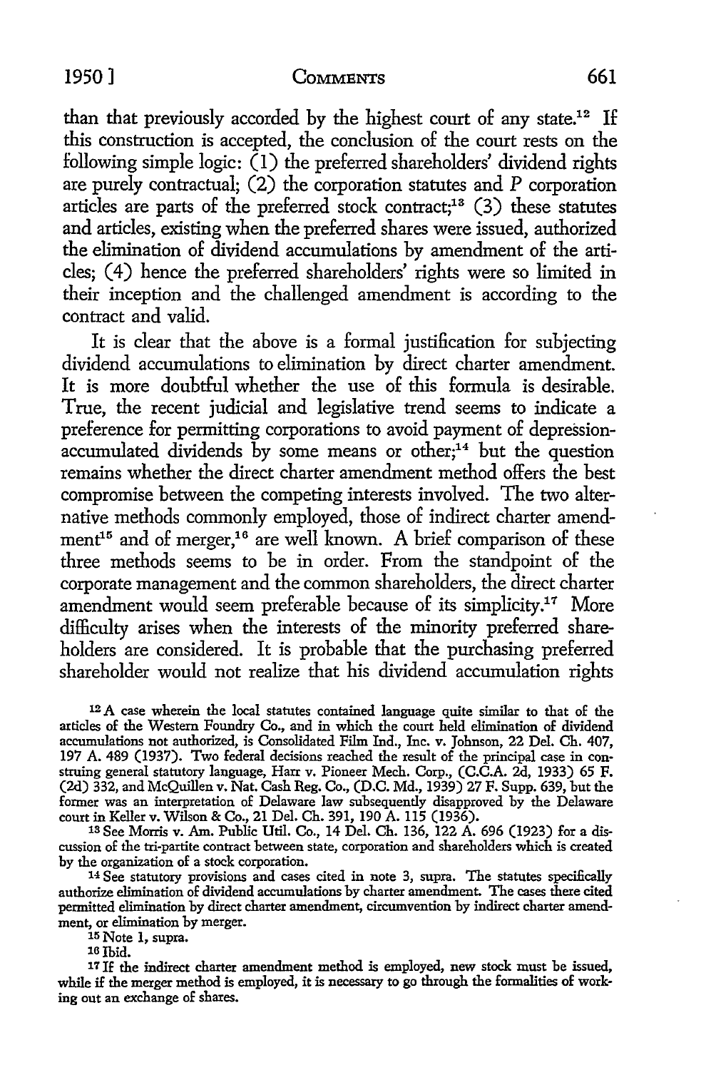than that previously accorded by the highest court of any state.[12] If this construction is accepted, the conclusion of the court rests on the following simple logic: (1) the preferred shareholders' dividend rights are purely contractual; (2) the corporation statutes and *P* corporation articles are parts of the preferred stock contract;[13] (3) these statutes and articles, existing when the preferred shares were issued, authorized the elimination of dividend accumulations by amendment of the articles; (4) hence the preferred shareholders' rights were so limited in their inception and the challenged amendment is according to the contract and valid.

It is clear that the above is a formal justification for subjecting dividend accumulations to elimination by direct charter amendment. It is more doubtful whether the use of this formula is desirable. True, the recent judicial and legislative trend seems to indicate a preference for permitting corporations to avoid payment of depression-accumulated dividends by some means or other;[14] but the question remains whether the direct charter amendment method offers the best compromise between the competing interests involved. The two alternative methods commonly employed, those of indirect charter amendment[15] and of merger,[16] are well known. A brief comparison of these three methods seems to be in order. From the standpoint of the corporate management and the common shareholders, the direct charter amendment would seem preferable because of its simplicity.[17] More difficulty arises when the interests of the minority preferred shareholders are considered. It is probable that the purchasing preferred shareholder would not realize that his dividend accumulation rights

---

[12] A case wherein the local statutes contained language quite similar to that of the articles of the Western Foundry Co., and in which the court held elimination of dividend accumulations not authorized, is Consolidated Film Ind., Inc. v. Johnson, 22 Del. Ch. 407, 197 A. 489 (1937). Two federal decisions reached the result of the principal case in construing general statutory language, Harr v. Pioneer Mech. Corp., (C.C.A. 2d, 1933) 65 F. (2d) 332, and McQuillen v. Nat. Cash Reg. Co., (D.C. Md., 1939) 27 F. Supp. 639, but the former was an interpretation of Delaware law subsequently disapproved by the Delaware court in Keller v. Wilson & Co., 21 Del. Ch. 391, 190 A. 115 (1936).

[13] See Morris v. Am. Public Util. Co., 14 Del. Ch. 136, 122 A. 696 (1923) for a discussion of the tri-partite contract between state, corporation and shareholders which is created by the organization of a stock corporation.

[14] See statutory provisions and cases cited in note 3, supra. The statutes specifically authorize elimination of dividend accumulations by charter amendment. The cases there cited permitted elimination by direct charter amendment, circumvention by indirect charter amendment, or elimination by merger.

[15] Note 1, supra.

[16] Ibid.

[17] If the indirect charter amendment method is employed, new stock must be issued, while if the merger method is employed, it is necessary to go through the formalities of working out an exchange of shares.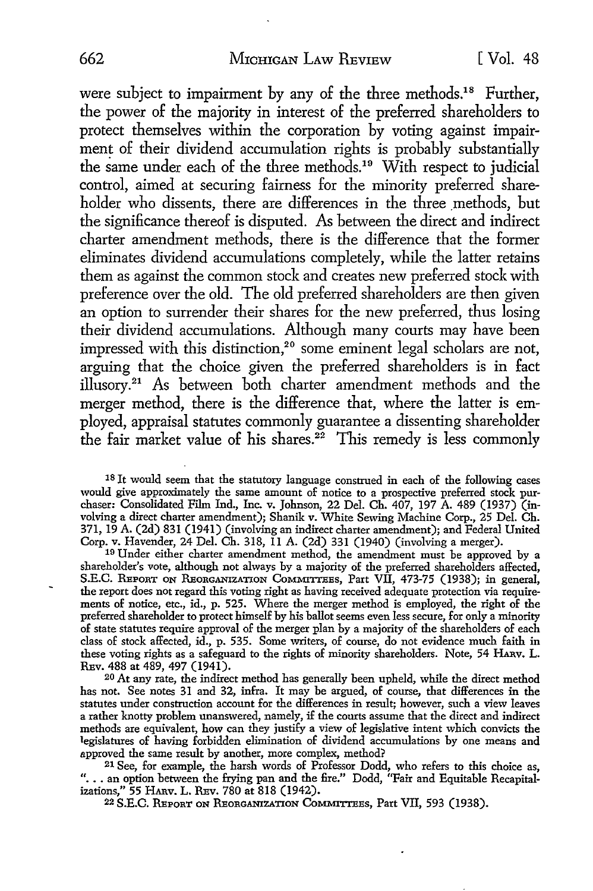were subject to impairment by any of the three methods.[18] Further, the power of the majority in interest of the preferred shareholders to protect themselves within the corporation by voting against impairment of their dividend accumulation rights is probably substantially the same under each of the three methods.[19] With respect to judicial control, aimed at securing fairness for the minority preferred shareholder who dissents, there are differences in the three methods, but the significance thereof is disputed. As between the direct and indirect charter amendment methods, there is the difference that the former eliminates dividend accumulations completely, while the latter retains them as against the common stock and creates new preferred stock with preference over the old. The old preferred shareholders are then given an option to surrender their shares for the new preferred, thus losing their dividend accumulations. Although many courts may have been impressed with this distinction,[20] some eminent legal scholars are not, arguing that the choice given the preferred shareholders is in fact illusory.[21] As between both charter amendment methods and the merger method, there is the difference that, where the latter is employed, appraisal statutes commonly guarantee a dissenting shareholder the fair market value of his shares.[22] This remedy is less commonly

[18] It would seem that the statutory language construed in each of the following cases would give approximately the same amount of notice to a prospective preferred stock purchaser: Consolidated Film Ind., Inc. v. Johnson, 22 Del. Ch. 407, 197 A. 489 (1937) (involving a direct charter amendment); Shanik v. White Sewing Machine Corp., 25 Del. Ch. 371, 19 A. (2d) 831 (1941) (involving an indirect charter amendment); and Federal United Corp. v. Havender, 24 Del. Ch. 318, 11 A. (2d) 331 (1940) (involving a merger).

[19] Under either charter amendment method, the amendment must be approved by a shareholder's vote, although not always by a majority of the preferred shareholders affected, S.E.C. REPORT ON REORGANIZATION COMMITTEES, Part VII, 473-75 (1938); in general, the report does not regard this voting right as having received adequate protection via requirements of notice, etc., id., p. 525. Where the merger method is employed, the right of the preferred shareholder to protect himself by his ballot seems even less secure, for only a minority of state statutes require approval of the merger plan by a majority of the shareholders of each class of stock affected, id., p. 535. Some writers, of course, do not evidence much faith in these voting rights as a safeguard to the rights of minority shareholders. Note, 54 HARV. L. REV. 488 at 489, 497 (1941).

[20] At any rate, the indirect method has generally been upheld, while the direct method has not. See notes 31 and 32, infra. It may be argued, of course, that differences in the statutes under construction account for the differences in result; however, such a view leaves a rather knotty problem unanswered, namely, if the courts assume that the direct and indirect methods are equivalent, how can they justify a view of legislative intent which convicts the legislatures of having forbidden elimination of dividend accumulations by one means and approved the same result by another, more complex, method?

[21] See, for example, the harsh words of Professor Dodd, who refers to this choice as, ". . . an option between the frying pan and the fire." Dodd, "Fair and Equitable Recapitalizations," 55 HARV. L. REV. 780 at 818 (1942).

[22] S.E.C. REPORT ON REORGANIZATION COMMITTEES, Part VII, 593 (1938).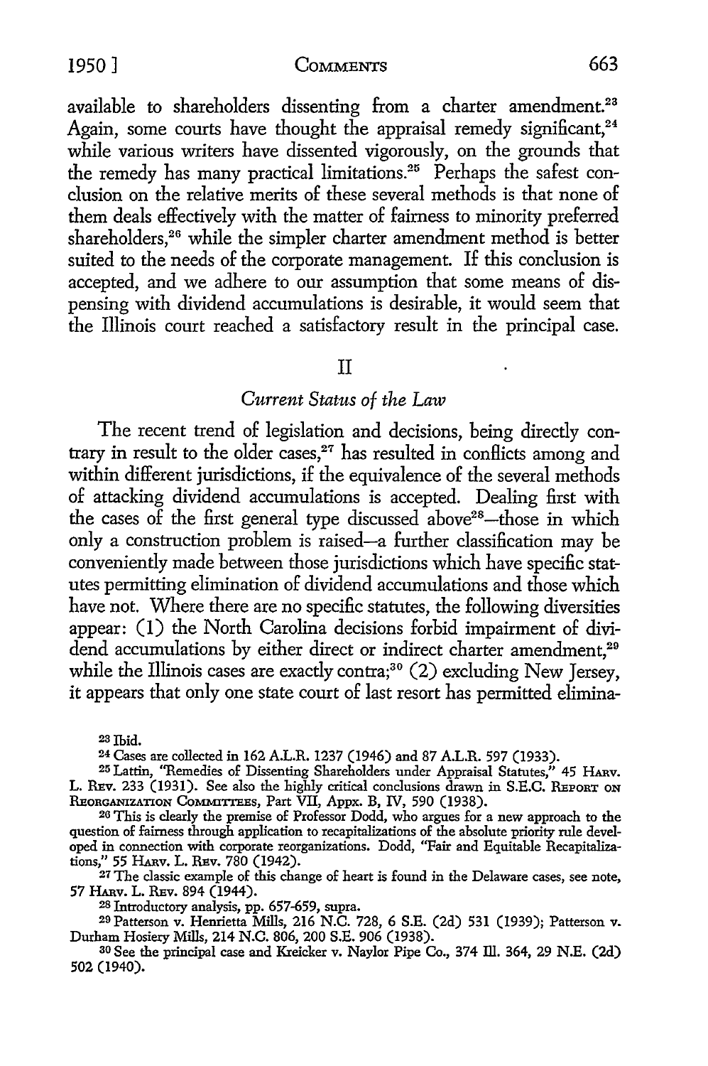available to shareholders dissenting from a charter amendment.[23] Again, some courts have thought the appraisal remedy significant,[24] while various writers have dissented vigorously, on the grounds that the remedy has many practical limitations.[25] Perhaps the safest conclusion on the relative merits of these several methods is that none of them deals effectively with the matter of fairness to minority preferred shareholders,[26] while the simpler charter amendment method is better suited to the needs of the corporate management. If this conclusion is accepted, and we adhere to our assumption that some means of dispensing with dividend accumulations is desirable, it would seem that the Illinois court reached a satisfactory result in the principal case.

## II

### *Current Status of the Law*

The recent trend of legislation and decisions, being directly contrary in result to the older cases,[27] has resulted in conflicts among and within different jurisdictions, if the equivalence of the several methods of attacking dividend accumulations is accepted. Dealing first with the cases of the first general type discussed above[28]—those in which only a construction problem is raised—a further classification may be conveniently made between those jurisdictions which have specific statutes permitting elimination of dividend accumulations and those which have not. Where there are no specific statutes, the following diversities appear: (1) the North Carolina decisions forbid impairment of dividend accumulations by either direct or indirect charter amendment,[29] while the Illinois cases are exactly contra;[30] (2) excluding New Jersey, it appears that only one state court of last resort has permitted elimina-

---

[23] Ibid.

[24] Cases are collected in 162 A.L.R. 1237 (1946) and 87 A.L.R. 597 (1933).

[25] Lattin, "Remedies of Dissenting Shareholders under Appraisal Statutes," 45 HARV. L. REV. 233 (1931). See also the highly critical conclusions drawn in S.E.C. REPORT ON REORGANIZATION COMMITTEES, Part VII, Appx. B, IV, 590 (1938).

[26] This is clearly the premise of Professor Dodd, who argues for a new approach to the question of fairness through application to recapitalizations of the absolute priority rule developed in connection with corporate reorganizations. Dodd, "Fair and Equitable Recapitalizations," 55 HARV. L. REV. 780 (1942).

[27] The classic example of this change of heart is found in the Delaware cases, see note, 57 HARV. L. REV. 894 (1944).

[28] Introductory analysis, pp. 657-659, supra.

[29] Patterson v. Henrietta Mills, 216 N.C. 728, 6 S.E. (2d) 531 (1939); Patterson v. Durham Hosiery Mills, 214 N.C. 806, 200 S.E. 906 (1938).

[30] See the principal case and Kreicker v. Naylor Pipe Co., 374 Ill. 364, 29 N.E. (2d) 502 (1940).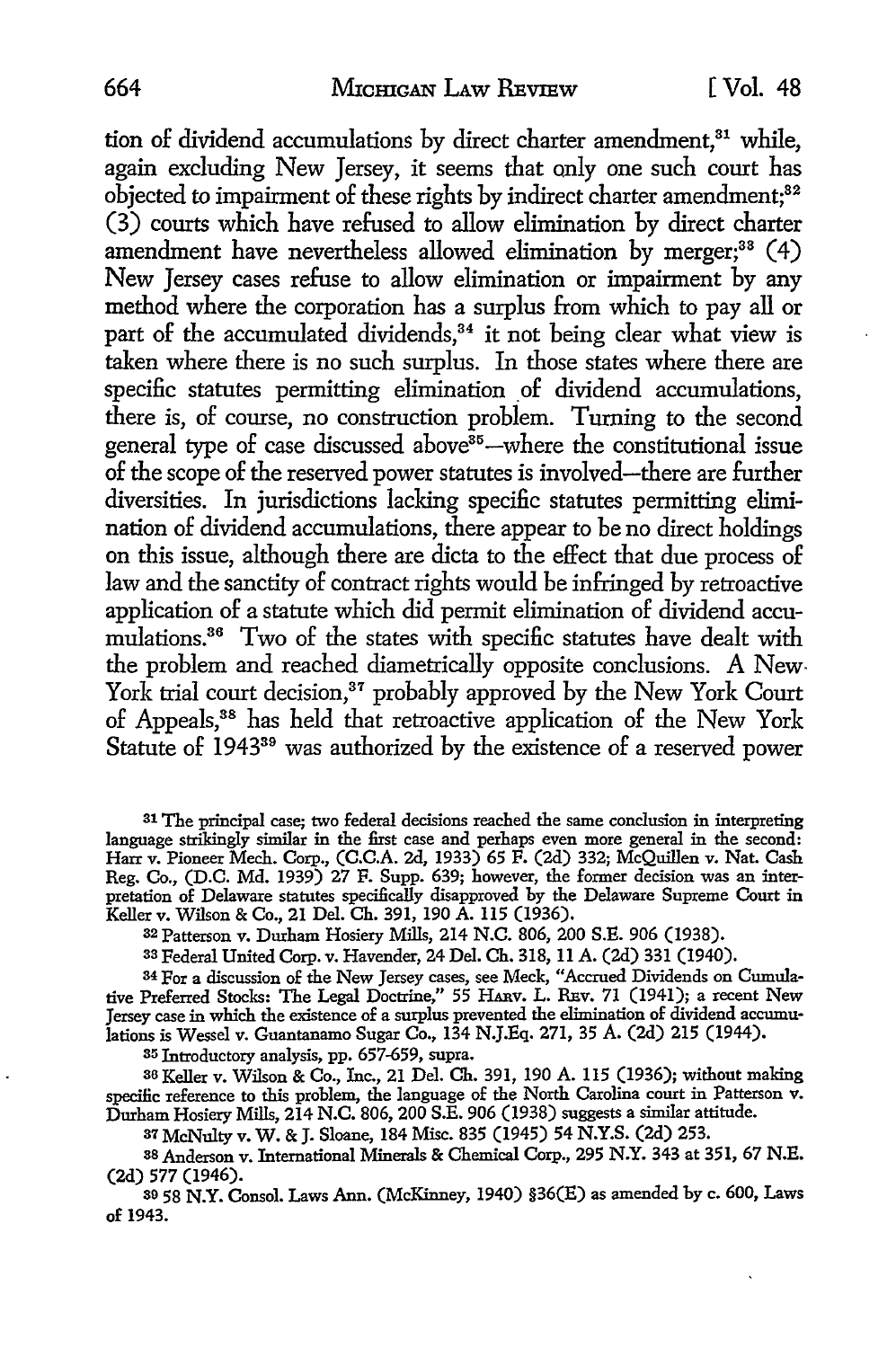tion of dividend accumulations by direct charter amendment,[31] while, again excluding New Jersey, it seems that only one such court has objected to impairment of these rights by indirect charter amendment;[32] (3) courts which have refused to allow elimination by direct charter amendment have nevertheless allowed elimination by merger;[33] (4) New Jersey cases refuse to allow elimination or impairment by any method where the corporation has a surplus from which to pay all or part of the accumulated dividends,[34] it not being clear what view is taken where there is no such surplus. In those states where there are specific statutes permitting elimination of dividend accumulations, there is, of course, no construction problem. Turning to the second general type of case discussed above[35]—where the constitutional issue of the scope of the reserved power statutes is involved—there are further diversities. In jurisdictions lacking specific statutes permitting elimination of dividend accumulations, there appear to be no direct holdings on this issue, although there are dicta to the effect that due process of law and the sanctity of contract rights would be infringed by retroactive application of a statute which did permit elimination of dividend accumulations.[36] Two of the states with specific statutes have dealt with the problem and reached diametrically opposite conclusions. A New York trial court decision,[37] probably approved by the New York Court of Appeals,[38] has held that retroactive application of the New York Statute of 1943[39] was authorized by the existence of a reserved power

---

[31] The principal case; two federal decisions reached the same conclusion in interpreting language strikingly similar in the first case and perhaps even more general in the second: Harr v. Pioneer Mech. Corp., (C.C.A. 2d, 1933) 65 F. (2d) 332; McQuillen v. Nat. Cash Reg. Co., (D.C. Md. 1939) 27 F. Supp. 639; however, the former decision was an interpretation of Delaware statutes specifically disapproved by the Delaware Supreme Court in Keller v. Wilson & Co., 21 Del. Ch. 391, 190 A. 115 (1936).

[32] Patterson v. Durham Hosiery Mills, 214 N.C. 806, 200 S.E. 906 (1938).

[33] Federal United Corp. v. Havender, 24 Del. Ch. 318, 11 A. (2d) 331 (1940).

[34] For a discussion of the New Jersey cases, see Meck, "Accrued Dividends on Cumulative Preferred Stocks: The Legal Doctrine," 55 Harv. L. Rev. 71 (1941); a recent New Jersey case in which the existence of a surplus prevented the elimination of dividend accumulations is Wessel v. Guantanamo Sugar Co., 134 N.J.Eq. 271, 35 A. (2d) 215 (1944).

[35] Introductory analysis, pp. 657-659, supra.

[36] Keller v. Wilson & Co., Inc., 21 Del. Ch. 391, 190 A. 115 (1936); without making specific reference to this problem, the language of the North Carolina court in Patterson v. Durham Hosiery Mills, 214 N.C. 806, 200 S.E. 906 (1938) suggests a similar attitude.

[37] McNulty v. W. & J. Sloane, 184 Misc. 835 (1945) 54 N.Y.S. (2d) 253.

[38] Anderson v. International Minerals & Chemical Corp., 295 N.Y. 343 at 351, 67 N.E. (2d) 577 (1946).

[39] 58 N.Y. Consol. Laws Ann. (McKinney, 1940) §36(E) as amended by c. 600, Laws of 1943.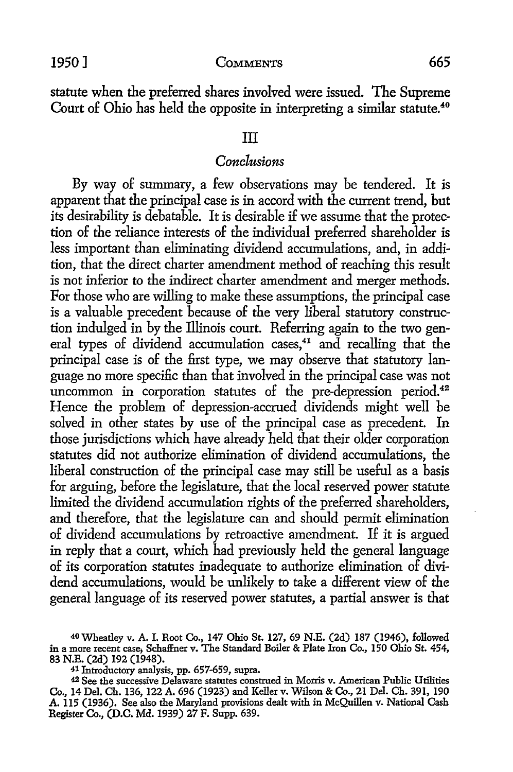statute when the preferred shares involved were issued. The Supreme Court of Ohio has held the opposite in interpreting a similar statute.[40]

## III

### *Conclusions*

By way of summary, a few observations may be tendered. It is apparent that the principal case is in accord with the current trend, but its desirability is debatable. It is desirable if we assume that the protection of the reliance interests of the individual preferred shareholder is less important than eliminating dividend accumulations, and, in addition, that the direct charter amendment method of reaching this result is not inferior to the indirect charter amendment and merger methods. For those who are willing to make these assumptions, the principal case is a valuable precedent because of the very liberal statutory construction indulged in by the Illinois court. Referring again to the two general types of dividend accumulation cases,[41] and recalling that the principal case is of the first type, we may observe that statutory language no more specific than that involved in the principal case was not uncommon in corporation statutes of the pre-depression period.[42] Hence the problem of depression-accrued dividends might well be solved in other states by use of the principal case as precedent. In those jurisdictions which have already held that their older corporation statutes did not authorize elimination of dividend accumulations, the liberal construction of the principal case may still be useful as a basis for arguing, before the legislature, that the local reserved power statute limited the dividend accumulation rights of the preferred shareholders, and therefore, that the legislature can and should permit elimination of dividend accumulations by retroactive amendment. If it is argued in reply that a court, which had previously held the general language of its corporation statutes inadequate to authorize elimination of dividend accumulations, would be unlikely to take a different view of the general language of its reserved power statutes, a partial answer is that

---

[40] Wheatley v. A. I. Root Co., 147 Ohio St. 127, 69 N.E. (2d) 187 (1946), followed in a more recent case, Schaffner v. The Standard Boiler & Plate Iron Co., 150 Ohio St. 454, 83 N.E. (2d) 192 (1948).

[41] Introductory analysis, pp. 657-659, supra.

[42] See the successive Delaware statutes construed in Morris v. American Public Utilities Co., 14 Del. Ch. 136, 122 A. 696 (1923) and Keller v. Wilson & Co., 21 Del. Ch. 391, 190 A. 115 (1936). See also the Maryland provisions dealt with in McQuillen v. National Cash Register Co., (D.C. Md. 1939) 27 F. Supp. 639.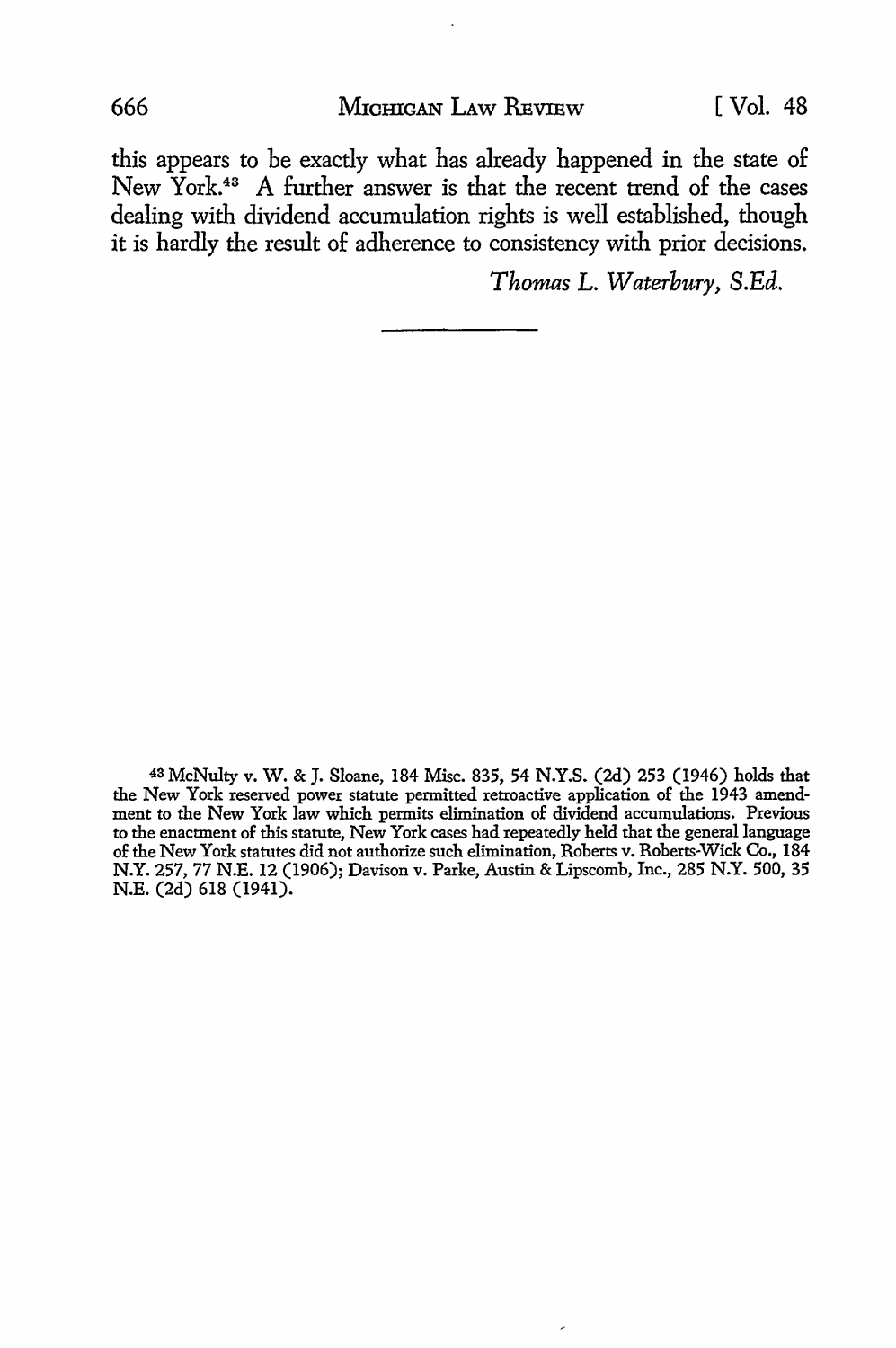this appears to be exactly what has already happened in the state of New York.[43] A further answer is that the recent trend of the cases dealing with dividend accumulation rights is well established, though it is hardly the result of adherence to consistency with prior decisions.

*Thomas L. Waterbury, S.Ed.*

---

[43] McNulty v. W. & J. Sloane, 184 Misc. 835, 54 N.Y.S. (2d) 253 (1946) holds that the New York reserved power statute permitted retroactive application of the 1943 amendment to the New York law which permits elimination of dividend accumulations. Previous to the enactment of this statute, New York cases had repeatedly held that the general language of the New York statutes did not authorize such elimination, Roberts v. Roberts-Wick Co., 184 N.Y. 257, 77 N.E. 12 (1906); Davison v. Parke, Austin & Lipscomb, Inc., 285 N.Y. 500, 35 N.E. (2d) 618 (1941).